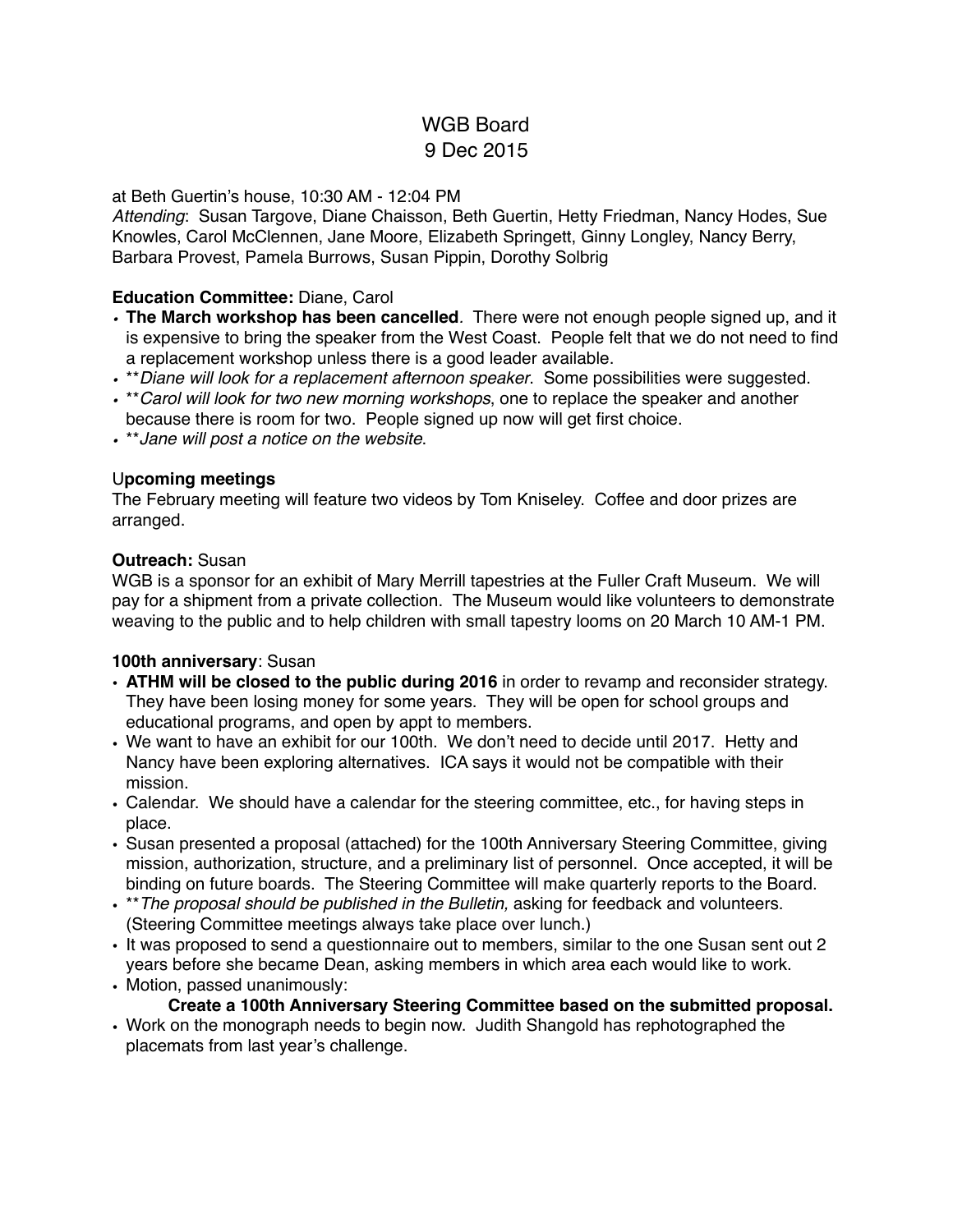# WGB Board
## 9 Dec 2015

at Beth Guertin's house, 10:30 AM - 12:04 PM
*Attending*: Susan Targove, Diane Chaisson, Beth Guertin, Hetty Friedman, Nancy Hodes, Sue Knowles, Carol McClennen, Jane Moore, Elizabeth Springett, Ginny Longley, Nancy Berry, Barbara Provest, Pamela Burrows, Susan Pippin, Dorothy Solbrig

**Education Committee:** Diane, Carol

- **The March workshop has been cancelled**. There were not enough people signed up, and it is expensive to bring the speaker from the West Coast. People felt that we do not need to find a replacement workshop unless there is a good leader available.
- \*\**Diane will look for a replacement afternoon speaker*. Some possibilities were suggested.
- \*\**Carol will look for two new morning workshops*, one to replace the speaker and another because there is room for two. People signed up now will get first choice.
- \*\**Jane will post a notice on the website*.

U**pcoming meetings**

The February meeting will feature two videos by Tom Kniseley. Coffee and door prizes are arranged.

**Outreach:** Susan

WGB is a sponsor for an exhibit of Mary Merrill tapestries at the Fuller Craft Museum. We will pay for a shipment from a private collection. The Museum would like volunteers to demonstrate weaving to the public and to help children with small tapestry looms on 20 March 10 AM-1 PM.

**100th anniversary**: Susan

- **ATHM will be closed to the public during 2016** in order to revamp and reconsider strategy. They have been losing money for some years. They will be open for school groups and educational programs, and open by appt to members.
- We want to have an exhibit for our 100th. We don't need to decide until 2017. Hetty and Nancy have been exploring alternatives. ICA says it would not be compatible with their mission.
- Calendar. We should have a calendar for the steering committee, etc., for having steps in place.
- Susan presented a proposal (attached) for the 100th Anniversary Steering Committee, giving mission, authorization, structure, and a preliminary list of personnel. Once accepted, it will be binding on future boards. The Steering Committee will make quarterly reports to the Board.
- \*\**The proposal should be published in the Bulletin,* asking for feedback and volunteers. (Steering Committee meetings always take place over lunch.)
- It was proposed to send a questionnaire out to members, similar to the one Susan sent out 2 years before she became Dean, asking members in which area each would like to work.
- Motion, passed unanimously:

  **Create a 100th Anniversary Steering Committee based on the submitted proposal.**
- Work on the monograph needs to begin now. Judith Shangold has rephotographed the placemats from last year's challenge.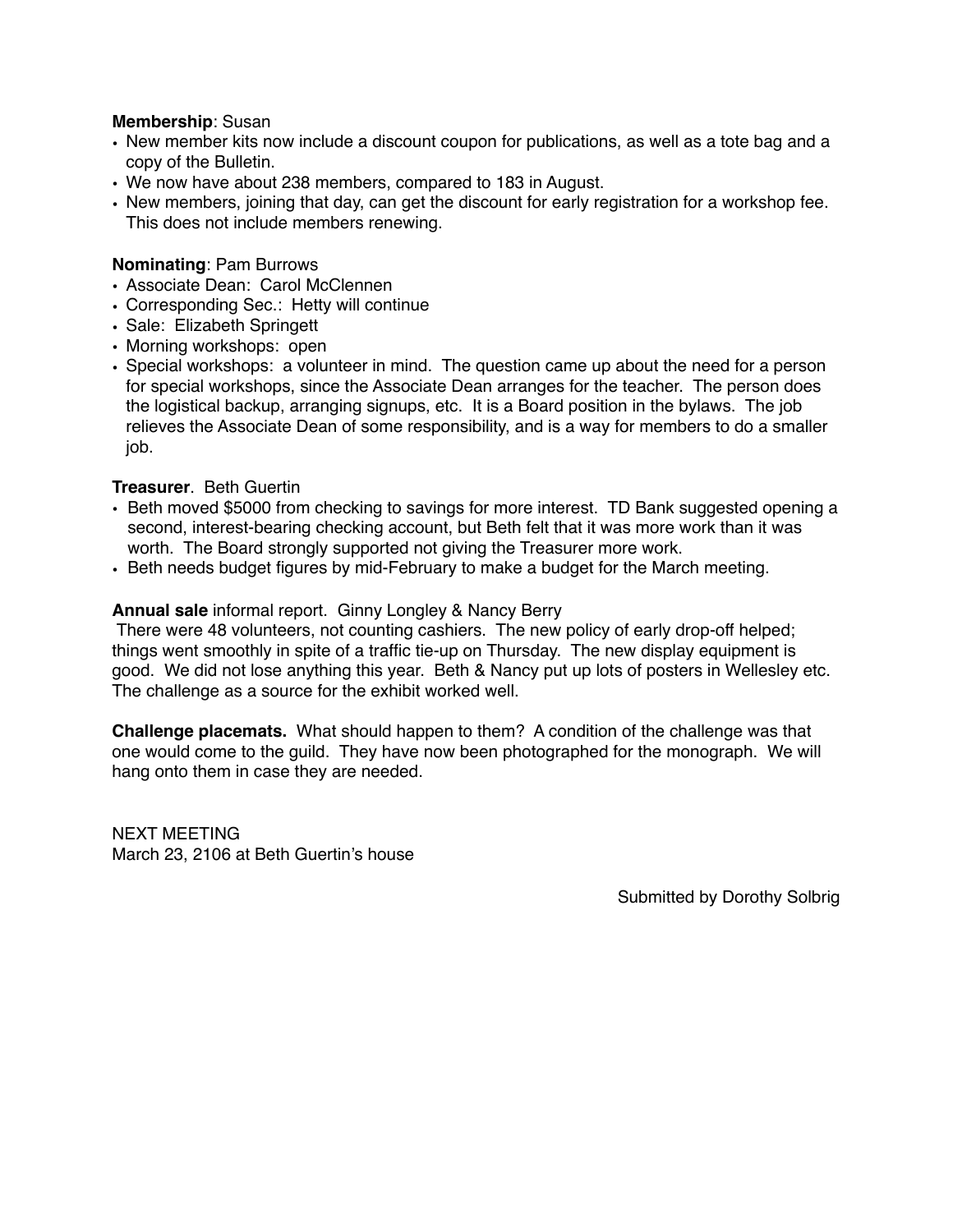**Membership**: Susan

- New member kits now include a discount coupon for publications, as well as a tote bag and a copy of the Bulletin.
- We now have about 238 members, compared to 183 in August.
- New members, joining that day, can get the discount for early registration for a workshop fee. This does not include members renewing.

**Nominating**: Pam Burrows

- Associate Dean: Carol McClennen
- Corresponding Sec.: Hetty will continue
- Sale: Elizabeth Springett
- Morning workshops: open
- Special workshops: a volunteer in mind. The question came up about the need for a person for special workshops, since the Associate Dean arranges for the teacher. The person does the logistical backup, arranging signups, etc. It is a Board position in the bylaws. The job relieves the Associate Dean of some responsibility, and is a way for members to do a smaller job.

**Treasurer**. Beth Guertin

- Beth moved $5000 from checking to savings for more interest. TD Bank suggested opening a second, interest-bearing checking account, but Beth felt that it was more work than it was worth. The Board strongly supported not giving the Treasurer more work.
- Beth needs budget figures by mid-February to make a budget for the March meeting.

**Annual sale** informal report. Ginny Longley & Nancy Berry

There were 48 volunteers, not counting cashiers. The new policy of early drop-off helped; things went smoothly in spite of a traffic tie-up on Thursday. The new display equipment is good. We did not lose anything this year. Beth & Nancy put up lots of posters in Wellesley etc. The challenge as a source for the exhibit worked well.

**Challenge placemats.** What should happen to them? A condition of the challenge was that one would come to the guild. They have now been photographed for the monograph. We will hang onto them in case they are needed.

NEXT MEETING
March 23, 2106 at Beth Guertin's house

Submitted by Dorothy Solbrig